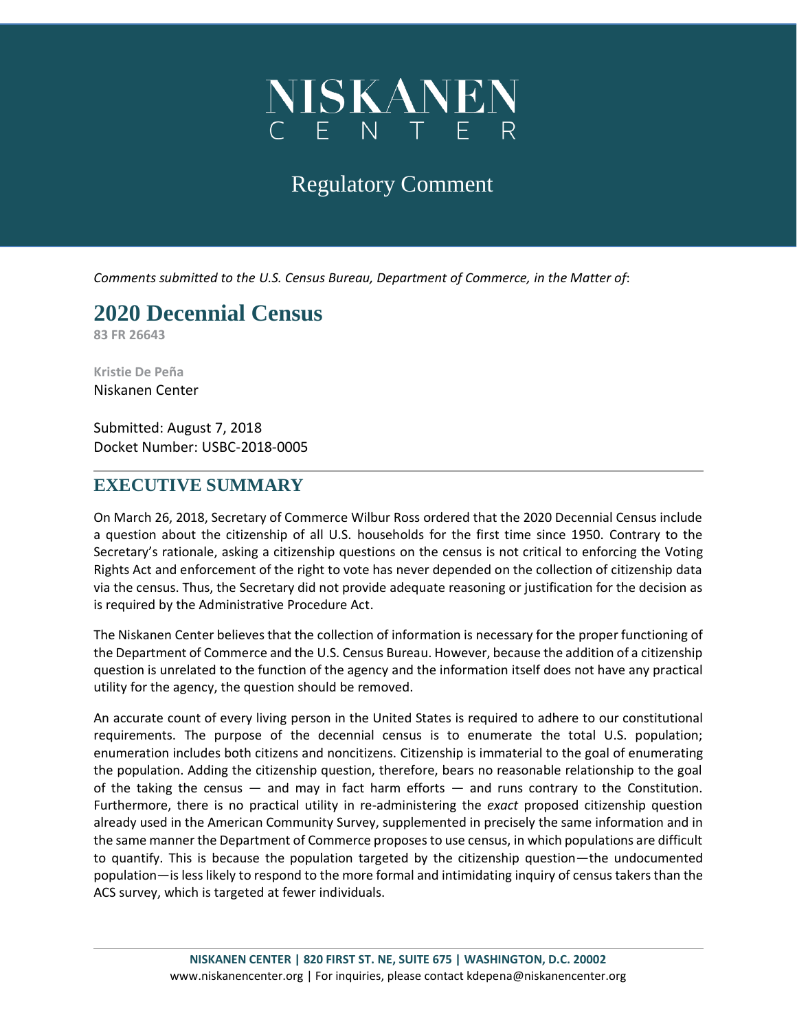# NISKANEN CENTER

Regulatory Comment

*Comments submitted to the U.S. Census Bureau, Department of Commerce, in the Matter of*:

## 2020 Decennial Census

**83 FR 26643**

**Kristie De Peña**
Niskanen Center

Submitted: August 7, 2018
Docket Number: USBC-2018-0005

## EXECUTIVE SUMMARY

On March 26, 2018, Secretary of Commerce Wilbur Ross ordered that the 2020 Decennial Census include a question about the citizenship of all U.S. households for the first time since 1950. Contrary to the Secretary's rationale, asking a citizenship questions on the census is not critical to enforcing the Voting Rights Act and enforcement of the right to vote has never depended on the collection of citizenship data via the census. Thus, the Secretary did not provide adequate reasoning or justification for the decision as is required by the Administrative Procedure Act.

The Niskanen Center believes that the collection of information is necessary for the proper functioning of the Department of Commerce and the U.S. Census Bureau. However, because the addition of a citizenship question is unrelated to the function of the agency and the information itself does not have any practical utility for the agency, the question should be removed.

An accurate count of every living person in the United States is required to adhere to our constitutional requirements. The purpose of the decennial census is to enumerate the total U.S. population; enumeration includes both citizens and noncitizens. Citizenship is immaterial to the goal of enumerating the population. Adding the citizenship question, therefore, bears no reasonable relationship to the goal of the taking the census — and may in fact harm efforts — and runs contrary to the Constitution. Furthermore, there is no practical utility in re-administering the *exact* proposed citizenship question already used in the American Community Survey, supplemented in precisely the same information and in the same manner the Department of Commerce proposes to use census, in which populations are difficult to quantify. This is because the population targeted by the citizenship question—the undocumented population—is less likely to respond to the more formal and intimidating inquiry of census takers than the ACS survey, which is targeted at fewer individuals.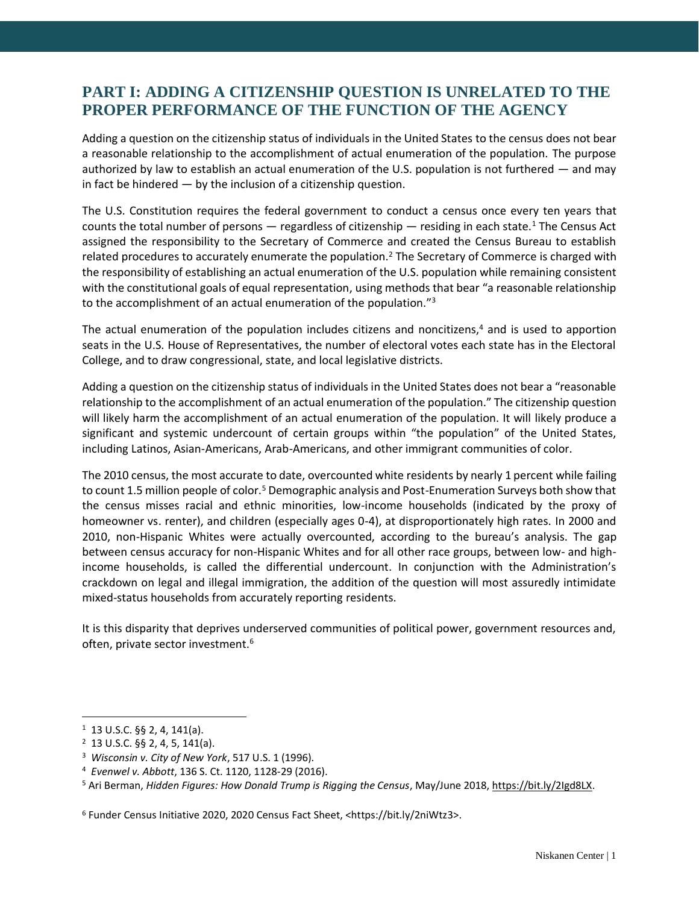## PART I: ADDING A CITIZENSHIP QUESTION IS UNRELATED TO THE PROPER PERFORMANCE OF THE FUNCTION OF THE AGENCY

Adding a question on the citizenship status of individuals in the United States to the census does not bear a reasonable relationship to the accomplishment of actual enumeration of the population. The purpose authorized by law to establish an actual enumeration of the U.S. population is not furthered — and may in fact be hindered — by the inclusion of a citizenship question.

The U.S. Constitution requires the federal government to conduct a census once every ten years that counts the total number of persons — regardless of citizenship — residing in each state.[1] The Census Act assigned the responsibility to the Secretary of Commerce and created the Census Bureau to establish related procedures to accurately enumerate the population.[2] The Secretary of Commerce is charged with the responsibility of establishing an actual enumeration of the U.S. population while remaining consistent with the constitutional goals of equal representation, using methods that bear "a reasonable relationship to the accomplishment of an actual enumeration of the population."[3]

The actual enumeration of the population includes citizens and noncitizens,[4] and is used to apportion seats in the U.S. House of Representatives, the number of electoral votes each state has in the Electoral College, and to draw congressional, state, and local legislative districts.

Adding a question on the citizenship status of individuals in the United States does not bear a "reasonable relationship to the accomplishment of an actual enumeration of the population." The citizenship question will likely harm the accomplishment of an actual enumeration of the population. It will likely produce a significant and systemic undercount of certain groups within "the population" of the United States, including Latinos, Asian-Americans, Arab-Americans, and other immigrant communities of color.

The 2010 census, the most accurate to date, overcounted white residents by nearly 1 percent while failing to count 1.5 million people of color.[5] Demographic analysis and Post-Enumeration Surveys both show that the census misses racial and ethnic minorities, low-income households (indicated by the proxy of homeowner vs. renter), and children (especially ages 0-4), at disproportionately high rates. In 2000 and 2010, non-Hispanic Whites were actually overcounted, according to the bureau's analysis. The gap between census accuracy for non-Hispanic Whites and for all other race groups, between low- and high-income households, is called the differential undercount. In conjunction with the Administration's crackdown on legal and illegal immigration, the addition of the question will most assuredly intimidate mixed-status households from accurately reporting residents.

It is this disparity that deprives underserved communities of political power, government resources and, often, private sector investment.[6]

---

[1] 13 U.S.C. §§ 2, 4, 141(a).

[2] 13 U.S.C. §§ 2, 4, 5, 141(a).

[3] *Wisconsin v. City of New York*, 517 U.S. 1 (1996).

[4] *Evenwel v. Abbott*, 136 S. Ct. 1120, 1128-29 (2016).

[5] Ari Berman, *Hidden Figures: How Donald Trump is Rigging the Census*, May/June 2018, https://bit.ly/2Igd8LX.

[6] Funder Census Initiative 2020, 2020 Census Fact Sheet, <https://bit.ly/2niWtz3>.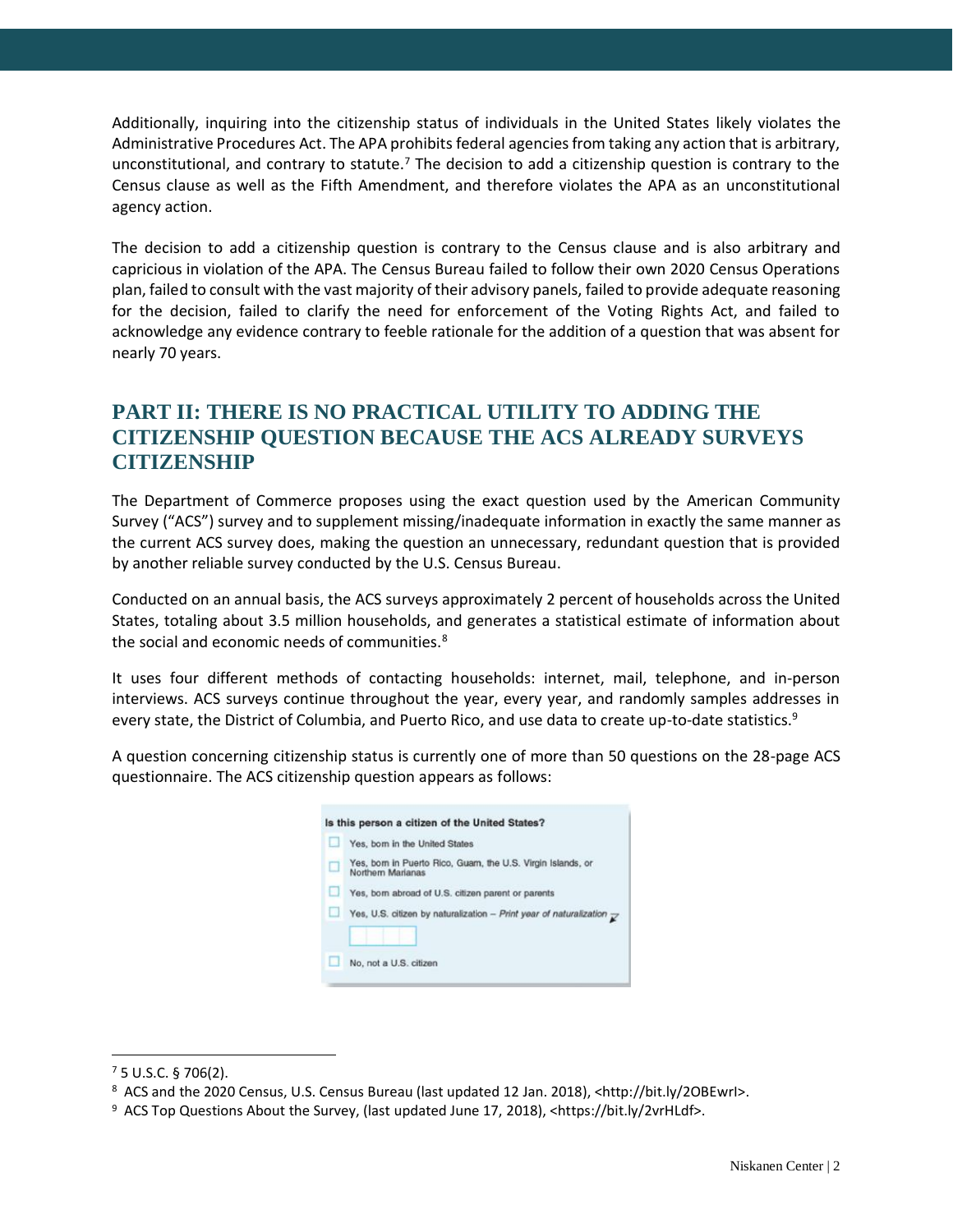Additionally, inquiring into the citizenship status of individuals in the United States likely violates the Administrative Procedures Act. The APA prohibits federal agencies from taking any action that is arbitrary, unconstitutional, and contrary to statute.[7] The decision to add a citizenship question is contrary to the Census clause as well as the Fifth Amendment, and therefore violates the APA as an unconstitutional agency action.

The decision to add a citizenship question is contrary to the Census clause and is also arbitrary and capricious in violation of the APA. The Census Bureau failed to follow their own 2020 Census Operations plan, failed to consult with the vast majority of their advisory panels, failed to provide adequate reasoning for the decision, failed to clarify the need for enforcement of the Voting Rights Act, and failed to acknowledge any evidence contrary to feeble rationale for the addition of a question that was absent for nearly 70 years.

## PART II: THERE IS NO PRACTICAL UTILITY TO ADDING THE CITIZENSHIP QUESTION BECAUSE THE ACS ALREADY SURVEYS CITIZENSHIP

The Department of Commerce proposes using the exact question used by the American Community Survey ("ACS") survey and to supplement missing/inadequate information in exactly the same manner as the current ACS survey does, making the question an unnecessary, redundant question that is provided by another reliable survey conducted by the U.S. Census Bureau.

Conducted on an annual basis, the ACS surveys approximately 2 percent of households across the United States, totaling about 3.5 million households, and generates a statistical estimate of information about the social and economic needs of communities.[8]

It uses four different methods of contacting households: internet, mail, telephone, and in-person interviews. ACS surveys continue throughout the year, every year, and randomly samples addresses in every state, the District of Columbia, and Puerto Rico, and use data to create up-to-date statistics.[9]

A question concerning citizenship status is currently one of more than 50 questions on the 28-page ACS questionnaire. The ACS citizenship question appears as follows:

**Is this person a citizen of the United States?**

- ☐ Yes, born in the United States
- ☐ Yes, born in Puerto Rico, Guam, the U.S. Virgin Islands, or Northern Marianas
- ☐ Yes, born abroad of U.S. citizen parent or parents
- ☐ Yes, U.S. citizen by naturalization – *Print year of naturalization*
- ☐ No, not a U.S. citizen

---

[7] 5 U.S.C. § 706(2).

[8] ACS and the 2020 Census, U.S. Census Bureau (last updated 12 Jan. 2018), <http://bit.ly/2OBEwrI>.

[9] ACS Top Questions About the Survey, (last updated June 17, 2018), <https://bit.ly/2vrHLdf>.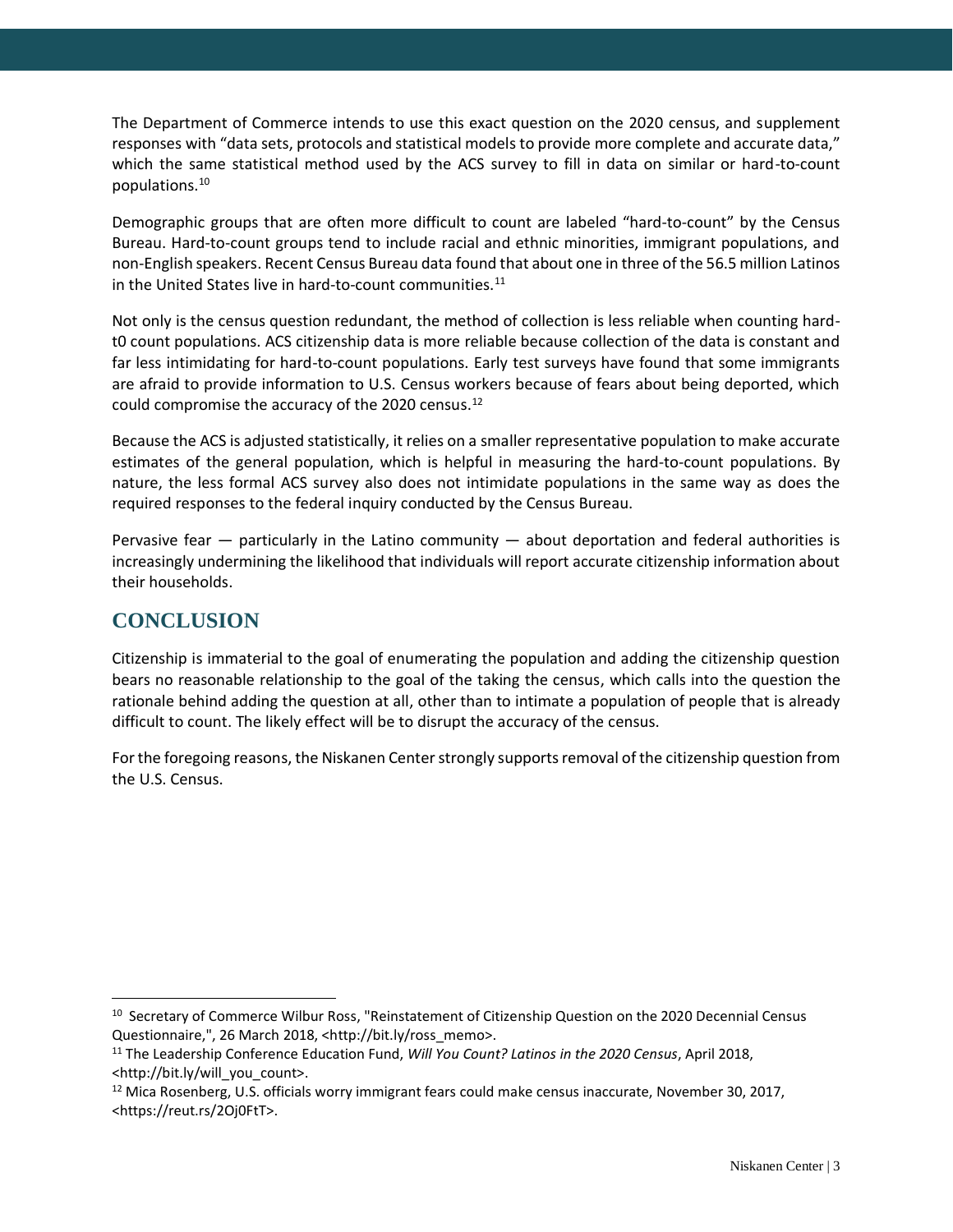The Department of Commerce intends to use this exact question on the 2020 census, and supplement responses with "data sets, protocols and statistical models to provide more complete and accurate data," which the same statistical method used by the ACS survey to fill in data on similar or hard-to-count populations.[10]

Demographic groups that are often more difficult to count are labeled "hard-to-count" by the Census Bureau. Hard-to-count groups tend to include racial and ethnic minorities, immigrant populations, and non-English speakers. Recent Census Bureau data found that about one in three of the 56.5 million Latinos in the United States live in hard-to-count communities.[11]

Not only is the census question redundant, the method of collection is less reliable when counting hard-t0 count populations. ACS citizenship data is more reliable because collection of the data is constant and far less intimidating for hard-to-count populations. Early test surveys have found that some immigrants are afraid to provide information to U.S. Census workers because of fears about being deported, which could compromise the accuracy of the 2020 census.[12]

Because the ACS is adjusted statistically, it relies on a smaller representative population to make accurate estimates of the general population, which is helpful in measuring the hard-to-count populations. By nature, the less formal ACS survey also does not intimidate populations in the same way as does the required responses to the federal inquiry conducted by the Census Bureau.

Pervasive fear — particularly in the Latino community — about deportation and federal authorities is increasingly undermining the likelihood that individuals will report accurate citizenship information about their households.

## CONCLUSION

Citizenship is immaterial to the goal of enumerating the population and adding the citizenship question bears no reasonable relationship to the goal of the taking the census, which calls into the question the rationale behind adding the question at all, other than to intimate a population of people that is already difficult to count. The likely effect will be to disrupt the accuracy of the census.

For the foregoing reasons, the Niskanen Center strongly supports removal of the citizenship question from the U.S. Census.

---

[10] Secretary of Commerce Wilbur Ross, "Reinstatement of Citizenship Question on the 2020 Decennial Census Questionnaire,", 26 March 2018, <http://bit.ly/ross_memo>.

[11] The Leadership Conference Education Fund, *Will You Count? Latinos in the 2020 Census*, April 2018, <http://bit.ly/will_you_count>.

[12] Mica Rosenberg, U.S. officials worry immigrant fears could make census inaccurate, November 30, 2017, <https://reut.rs/2Oj0FtT>.